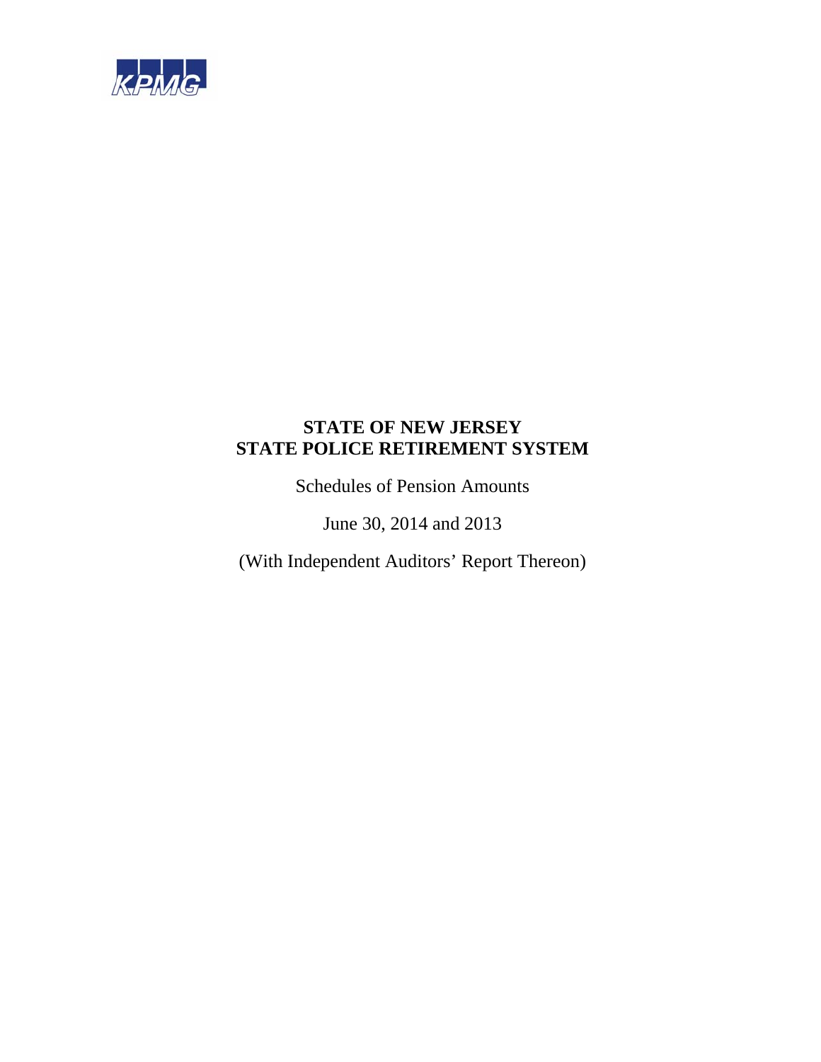KPMG

# STATE OF NEW JERSEY
# STATE POLICE RETIREMENT SYSTEM

Schedules of Pension Amounts

June 30, 2014 and 2013

(With Independent Auditors' Report Thereon)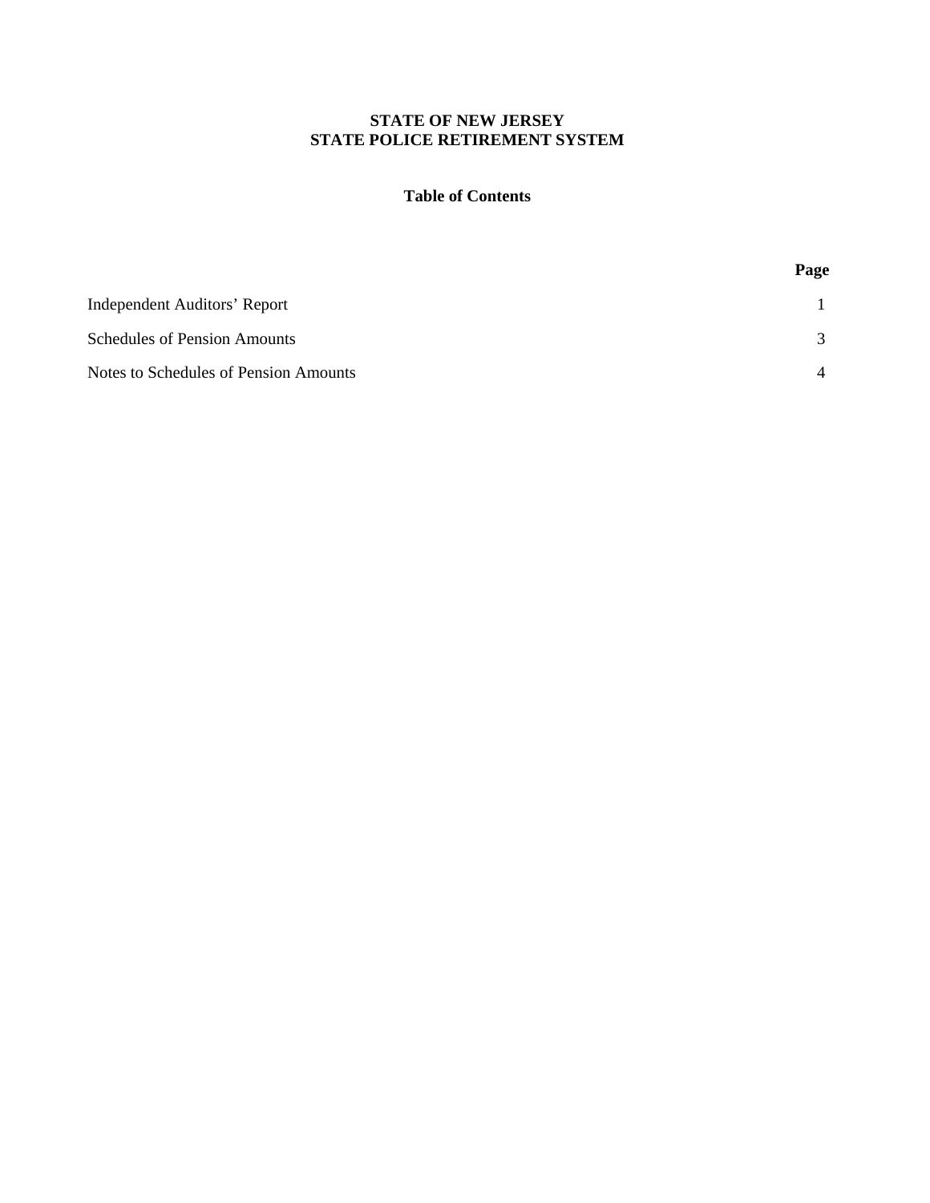**STATE OF NEW JERSEY**
**STATE POLICE RETIREMENT SYSTEM**

**Table of Contents**

| | **Page** |
|---|---|
| Independent Auditors’ Report | 1 |
| Schedules of Pension Amounts | 3 |
| Notes to Schedules of Pension Amounts | 4 |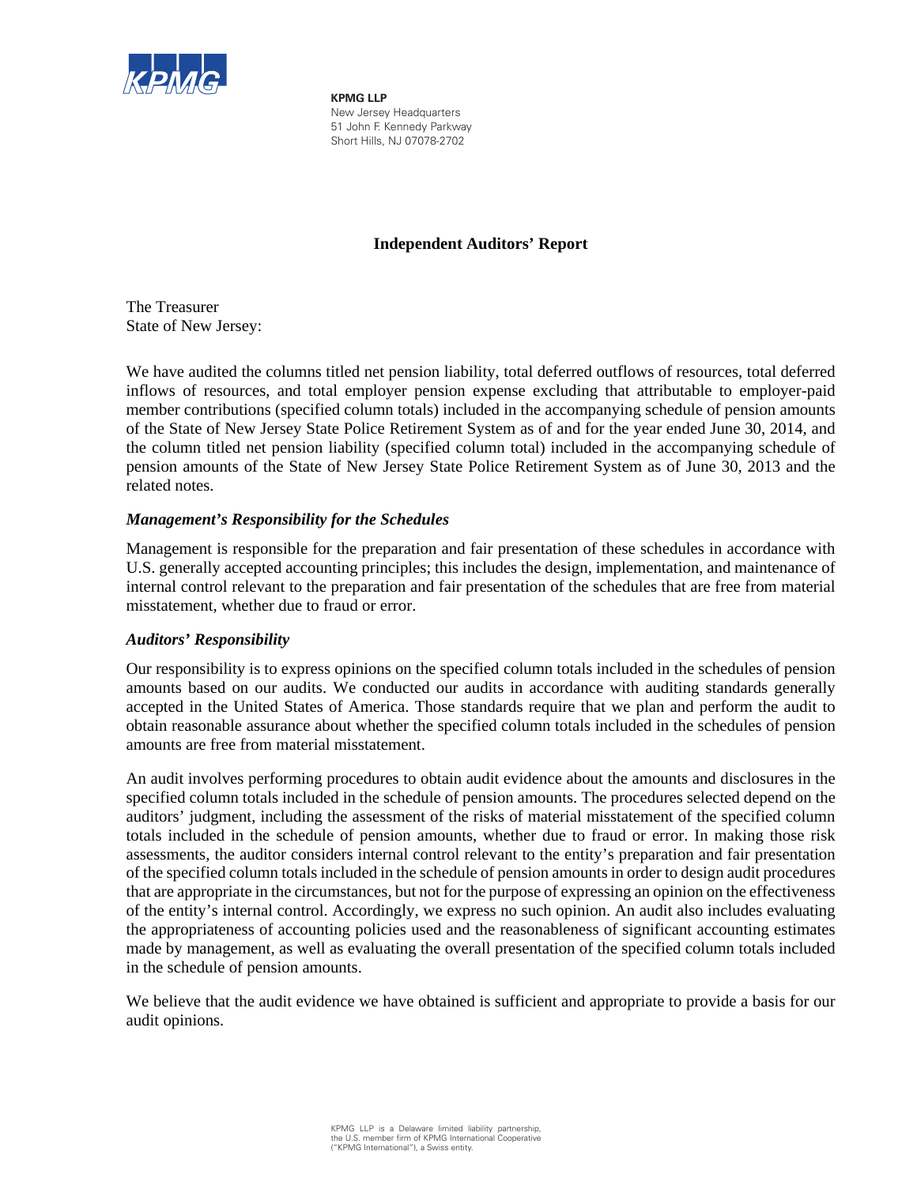**KPMG LLP**
New Jersey Headquarters
51 John F. Kennedy Parkway
Short Hills, NJ 07078-2702

## Independent Auditors' Report

The Treasurer
State of New Jersey:

We have audited the columns titled net pension liability, total deferred outflows of resources, total deferred inflows of resources, and total employer pension expense excluding that attributable to employer-paid member contributions (specified column totals) included in the accompanying schedule of pension amounts of the State of New Jersey State Police Retirement System as of and for the year ended June 30, 2014, and the column titled net pension liability (specified column total) included in the accompanying schedule of pension amounts of the State of New Jersey State Police Retirement System as of June 30, 2013 and the related notes.

### *Management's Responsibility for the Schedules*

Management is responsible for the preparation and fair presentation of these schedules in accordance with U.S. generally accepted accounting principles; this includes the design, implementation, and maintenance of internal control relevant to the preparation and fair presentation of the schedules that are free from material misstatement, whether due to fraud or error.

### *Auditors' Responsibility*

Our responsibility is to express opinions on the specified column totals included in the schedules of pension amounts based on our audits. We conducted our audits in accordance with auditing standards generally accepted in the United States of America. Those standards require that we plan and perform the audit to obtain reasonable assurance about whether the specified column totals included in the schedules of pension amounts are free from material misstatement.

An audit involves performing procedures to obtain audit evidence about the amounts and disclosures in the specified column totals included in the schedule of pension amounts. The procedures selected depend on the auditors' judgment, including the assessment of the risks of material misstatement of the specified column totals included in the schedule of pension amounts, whether due to fraud or error. In making those risk assessments, the auditor considers internal control relevant to the entity's preparation and fair presentation of the specified column totals included in the schedule of pension amounts in order to design audit procedures that are appropriate in the circumstances, but not for the purpose of expressing an opinion on the effectiveness of the entity's internal control. Accordingly, we express no such opinion. An audit also includes evaluating the appropriateness of accounting policies used and the reasonableness of significant accounting estimates made by management, as well as evaluating the overall presentation of the specified column totals included in the schedule of pension amounts.

We believe that the audit evidence we have obtained is sufficient and appropriate to provide a basis for our audit opinions.

KPMG LLP is a Delaware limited liability partnership, the U.S. member firm of KPMG International Cooperative ("KPMG International"), a Swiss entity.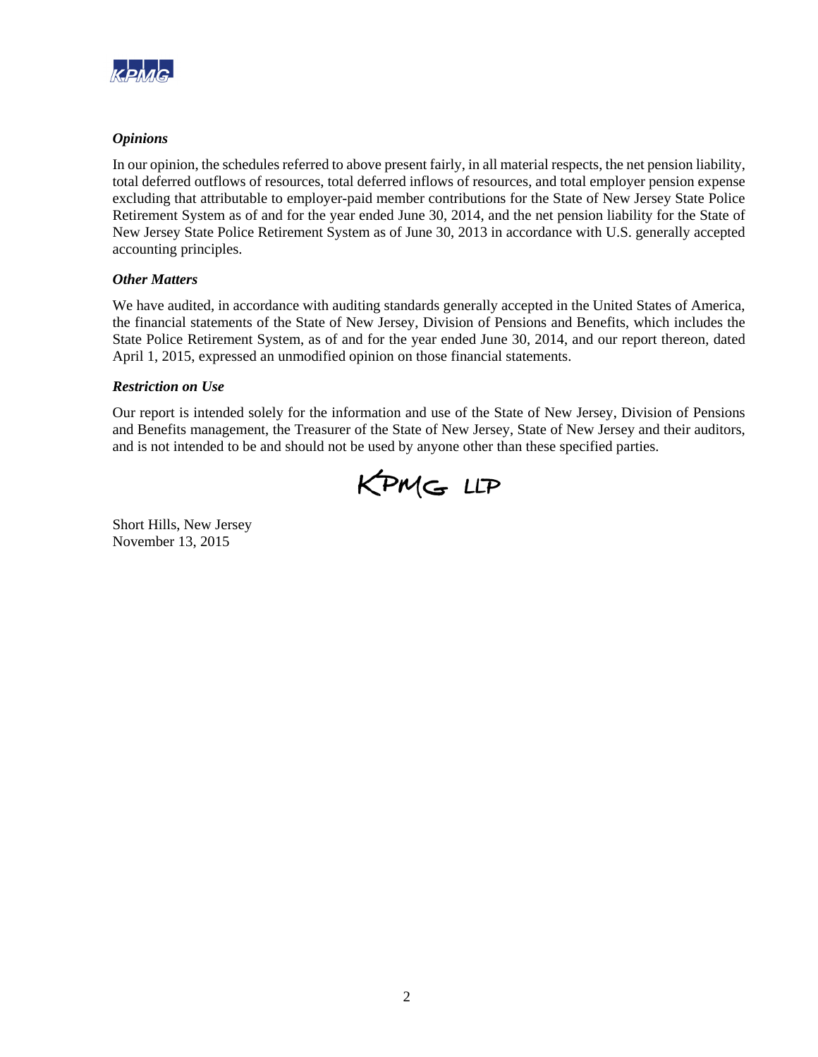### *Opinions*

In our opinion, the schedules referred to above present fairly, in all material respects, the net pension liability, total deferred outflows of resources, total deferred inflows of resources, and total employer pension expense excluding that attributable to employer-paid member contributions for the State of New Jersey State Police Retirement System as of and for the year ended June 30, 2014, and the net pension liability for the State of New Jersey State Police Retirement System as of June 30, 2013 in accordance with U.S. generally accepted accounting principles.

### *Other Matters*

We have audited, in accordance with auditing standards generally accepted in the United States of America, the financial statements of the State of New Jersey, Division of Pensions and Benefits, which includes the State Police Retirement System, as of and for the year ended June 30, 2014, and our report thereon, dated April 1, 2015, expressed an unmodified opinion on those financial statements.

### *Restriction on Use*

Our report is intended solely for the information and use of the State of New Jersey, Division of Pensions and Benefits management, the Treasurer of the State of New Jersey, State of New Jersey and their auditors, and is not intended to be and should not be used by anyone other than these specified parties.

KPMG LLP

Short Hills, New Jersey
November 13, 2015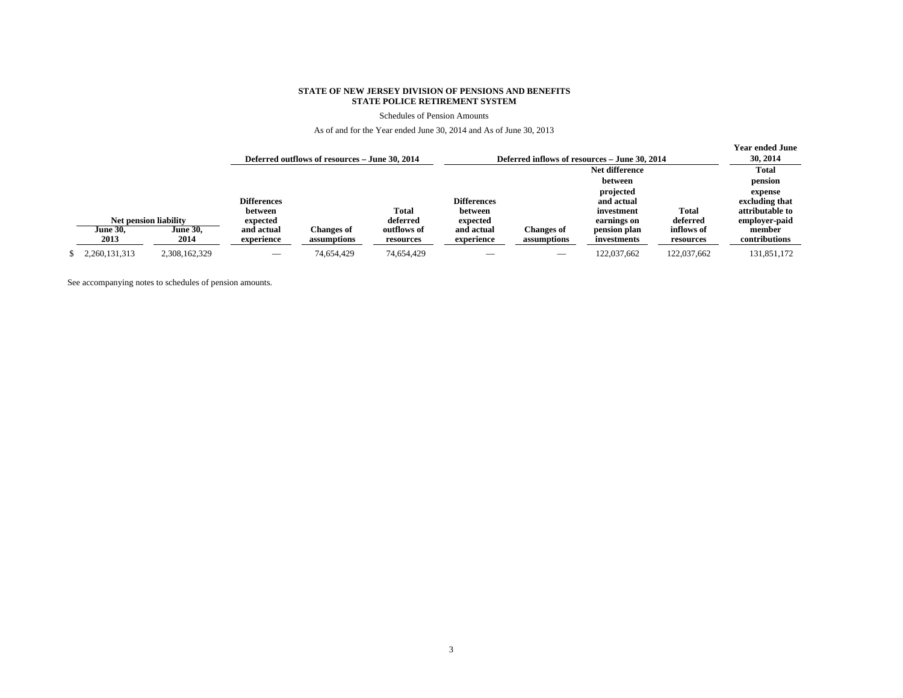**STATE OF NEW JERSEY DIVISION OF PENSIONS AND BENEFITS**
**STATE POLICE RETIREMENT SYSTEM**

Schedules of Pension Amounts

As of and for the Year ended June 30, 2014 and As of June 30, 2013

| Net pension liability | | Deferred outflows of resources – June 30, 2014 | | | Deferred inflows of resources – June 30, 2014 | | | | Year ended June 30, 2014 |
|---|---|---|---|---|---|---|---|---|---|
| June 30, 2013 | June 30, 2014 | Differences between expected and actual experience | Changes of assumptions | Total deferred outflows of resources | Differences between expected and actual experience | Changes of assumptions | Net difference between projected and actual investment earnings on pension plan investments | Total deferred inflows of resources | Total pension expense excluding that attributable to employer-paid member contributions |
| $ 2,260,131,313 | 2,308,162,329 | — | 74,654,429 | 74,654,429 | — | — | 122,037,662 | 122,037,662 | 131,851,172 |

See accompanying notes to schedules of pension amounts.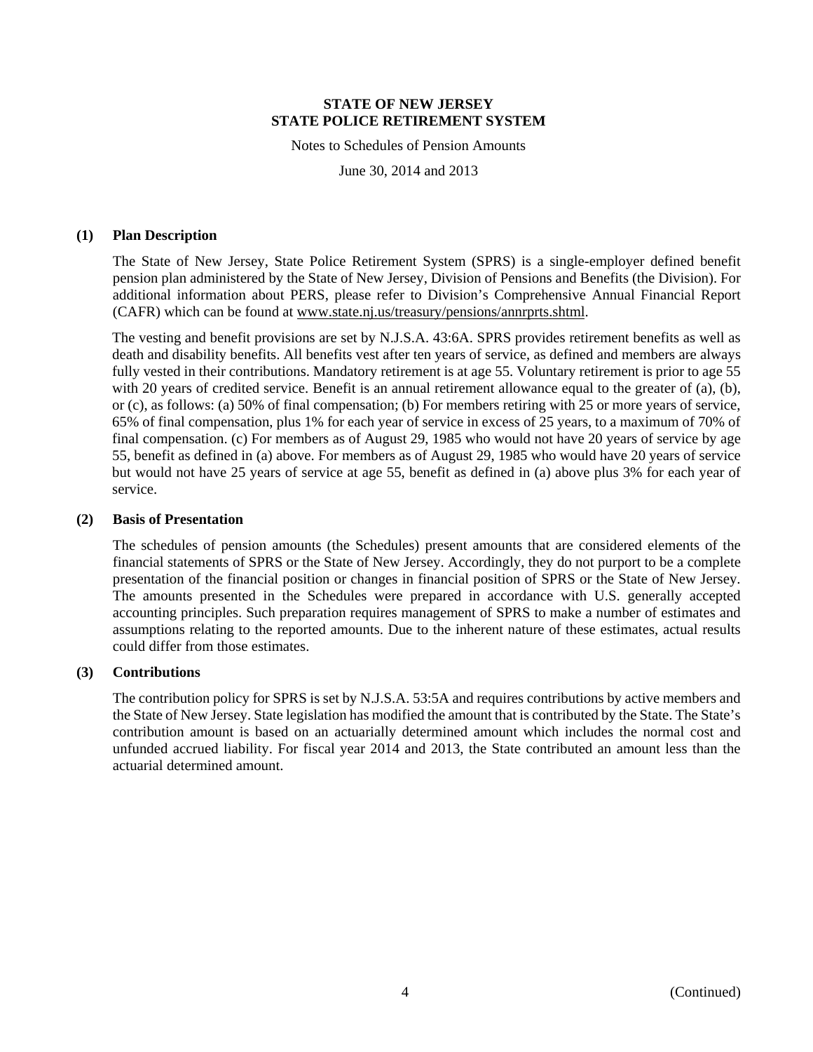# STATE OF NEW JERSEY
# STATE POLICE RETIREMENT SYSTEM

Notes to Schedules of Pension Amounts

June 30, 2014 and 2013

## (1) Plan Description

The State of New Jersey, State Police Retirement System (SPRS) is a single-employer defined benefit pension plan administered by the State of New Jersey, Division of Pensions and Benefits (the Division). For additional information about PERS, please refer to Division's Comprehensive Annual Financial Report (CAFR) which can be found at www.state.nj.us/treasury/pensions/annrprts.shtml.

The vesting and benefit provisions are set by N.J.S.A. 43:6A. SPRS provides retirement benefits as well as death and disability benefits. All benefits vest after ten years of service, as defined and members are always fully vested in their contributions. Mandatory retirement is at age 55. Voluntary retirement is prior to age 55 with 20 years of credited service. Benefit is an annual retirement allowance equal to the greater of (a), (b), or (c), as follows: (a) 50% of final compensation; (b) For members retiring with 25 or more years of service, 65% of final compensation, plus 1% for each year of service in excess of 25 years, to a maximum of 70% of final compensation. (c) For members as of August 29, 1985 who would not have 20 years of service by age 55, benefit as defined in (a) above. For members as of August 29, 1985 who would have 20 years of service but would not have 25 years of service at age 55, benefit as defined in (a) above plus 3% for each year of service.

## (2) Basis of Presentation

The schedules of pension amounts (the Schedules) present amounts that are considered elements of the financial statements of SPRS or the State of New Jersey. Accordingly, they do not purport to be a complete presentation of the financial position or changes in financial position of SPRS or the State of New Jersey. The amounts presented in the Schedules were prepared in accordance with U.S. generally accepted accounting principles. Such preparation requires management of SPRS to make a number of estimates and assumptions relating to the reported amounts. Due to the inherent nature of these estimates, actual results could differ from those estimates.

## (3) Contributions

The contribution policy for SPRS is set by N.J.S.A. 53:5A and requires contributions by active members and the State of New Jersey. State legislation has modified the amount that is contributed by the State. The State's contribution amount is based on an actuarially determined amount which includes the normal cost and unfunded accrued liability. For fiscal year 2014 and 2013, the State contributed an amount less than the actuarial determined amount.

(Continued)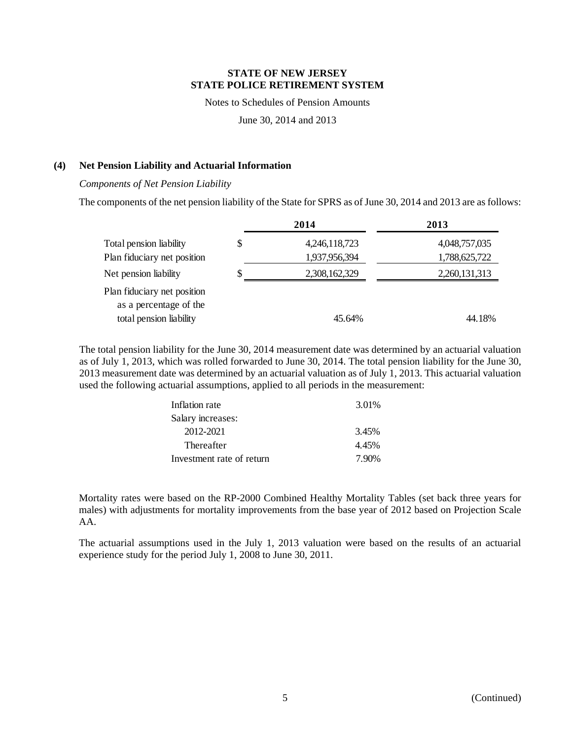**STATE OF NEW JERSEY**
**STATE POLICE RETIREMENT SYSTEM**

Notes to Schedules of Pension Amounts

June 30, 2014 and 2013

## (4) Net Pension Liability and Actuarial Information

*Components of Net Pension Liability*

The components of the net pension liability of the State for SPRS as of June 30, 2014 and 2013 are as follows:

| | | 2014 | 2013 |
|---|---|---|---|
| Total pension liability | $ | 4,246,118,723 | 4,048,757,035 |
| Plan fiduciary net position | | 1,937,956,394 | 1,788,625,722 |
| Net pension liability | $ | 2,308,162,329 | 2,260,131,313 |
| Plan fiduciary net position as a percentage of the total pension liability | | 45.64% | 44.18% |

The total pension liability for the June 30, 2014 measurement date was determined by an actuarial valuation as of July 1, 2013, which was rolled forwarded to June 30, 2014. The total pension liability for the June 30, 2013 measurement date was determined by an actuarial valuation as of July 1, 2013. This actuarial valuation used the following actuarial assumptions, applied to all periods in the measurement:

| | |
|---|---|
| Inflation rate | 3.01% |
| Salary increases: | |
| 2012-2021 | 3.45% |
| Thereafter | 4.45% |
| Investment rate of return | 7.90% |

Mortality rates were based on the RP-2000 Combined Healthy Mortality Tables (set back three years for males) with adjustments for mortality improvements from the base year of 2012 based on Projection Scale AA.

The actuarial assumptions used in the July 1, 2013 valuation were based on the results of an actuarial experience study for the period July 1, 2008 to June 30, 2011.

(Continued)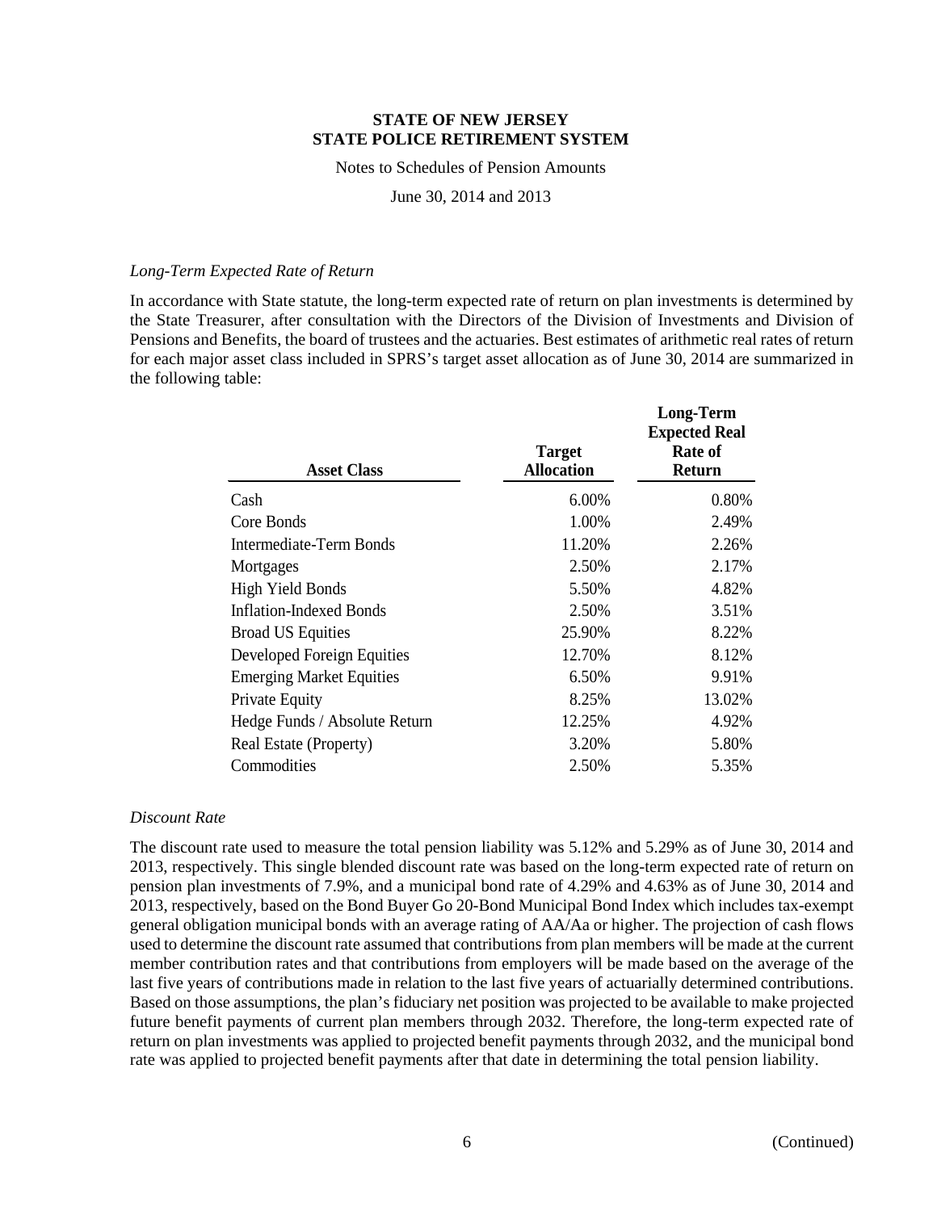*Long-Term Expected Rate of Return*

In accordance with State statute, the long-term expected rate of return on plan investments is determined by the State Treasurer, after consultation with the Directors of the Division of Investments and Division of Pensions and Benefits, the board of trustees and the actuaries. Best estimates of arithmetic real rates of return for each major asset class included in SPRS's target asset allocation as of June 30, 2014 are summarized in the following table:

| Asset Class | Target Allocation | Long-Term Expected Real Rate of Return |
|---|---|---|
| Cash | 6.00% | 0.80% |
| Core Bonds | 1.00% | 2.49% |
| Intermediate-Term Bonds | 11.20% | 2.26% |
| Mortgages | 2.50% | 2.17% |
| High Yield Bonds | 5.50% | 4.82% |
| Inflation-Indexed Bonds | 2.50% | 3.51% |
| Broad US Equities | 25.90% | 8.22% |
| Developed Foreign Equities | 12.70% | 8.12% |
| Emerging Market Equities | 6.50% | 9.91% |
| Private Equity | 8.25% | 13.02% |
| Hedge Funds / Absolute Return | 12.25% | 4.92% |
| Real Estate (Property) | 3.20% | 5.80% |
| Commodities | 2.50% | 5.35% |

*Discount Rate*

The discount rate used to measure the total pension liability was 5.12% and 5.29% as of June 30, 2014 and 2013, respectively. This single blended discount rate was based on the long-term expected rate of return on pension plan investments of 7.9%, and a municipal bond rate of 4.29% and 4.63% as of June 30, 2014 and 2013, respectively, based on the Bond Buyer Go 20-Bond Municipal Bond Index which includes tax-exempt general obligation municipal bonds with an average rating of AA/Aa or higher. The projection of cash flows used to determine the discount rate assumed that contributions from plan members will be made at the current member contribution rates and that contributions from employers will be made based on the average of the last five years of contributions made in relation to the last five years of actuarially determined contributions. Based on those assumptions, the plan's fiduciary net position was projected to be available to make projected future benefit payments of current plan members through 2032. Therefore, the long-term expected rate of return on plan investments was applied to projected benefit payments through 2032, and the municipal bond rate was applied to projected benefit payments after that date in determining the total pension liability.

(Continued)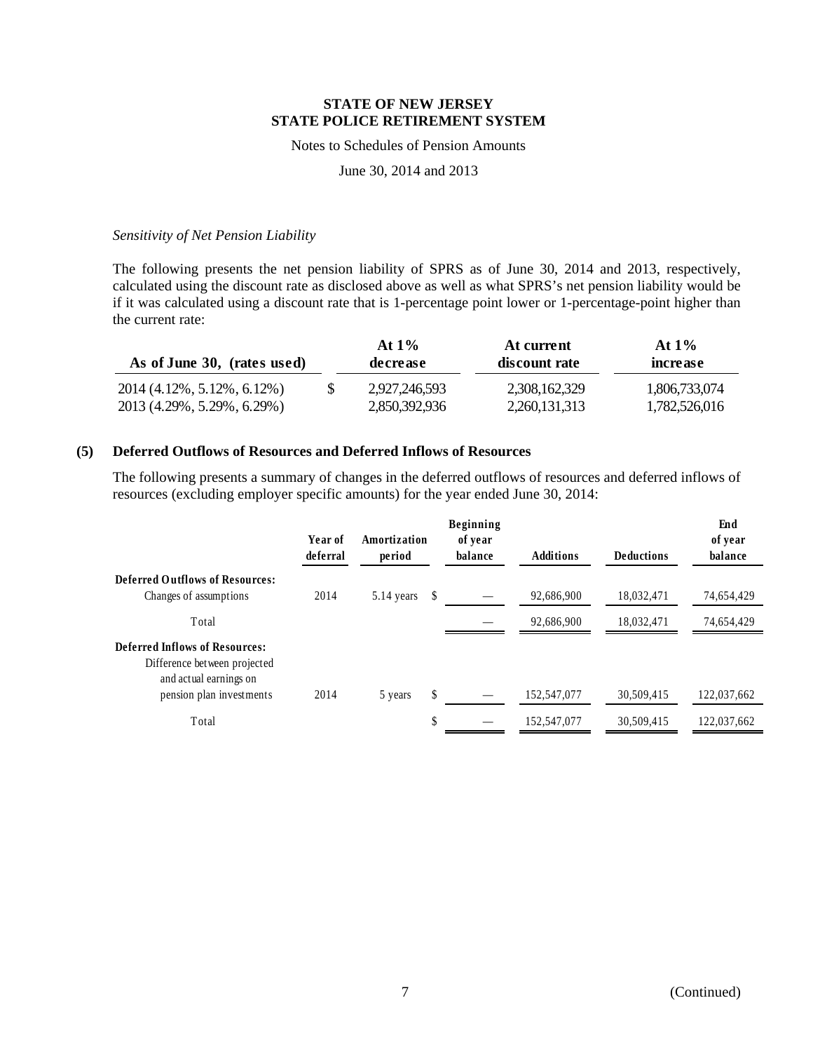**STATE OF NEW JERSEY**
**STATE POLICE RETIREMENT SYSTEM**

Notes to Schedules of Pension Amounts

June 30, 2014 and 2013

*Sensitivity of Net Pension Liability*

The following presents the net pension liability of SPRS as of June 30, 2014 and 2013, respectively, calculated using the discount rate as disclosed above as well as what SPRS's net pension liability would be if it was calculated using a discount rate that is 1-percentage point lower or 1-percentage-point higher than the current rate:

| As of June 30, (rates used) | At 1% decrease | At current discount rate | At 1% increase |
|---|---|---|---|
| 2014 (4.12%, 5.12%, 6.12%) | $ 2,927,246,593 | 2,308,162,329 | 1,806,733,074 |
| 2013 (4.29%, 5.29%, 6.29%) | 2,850,392,936 | 2,260,131,313 | 1,782,526,016 |

## (5) Deferred Outflows of Resources and Deferred Inflows of Resources

The following presents a summary of changes in the deferred outflows of resources and deferred inflows of resources (excluding employer specific amounts) for the year ended June 30, 2014:

| | Year of deferral | Amortization period | Beginning of year balance | Additions | Deductions | End of year balance |
|---|---|---|---|---|---|---|
| **Deferred Outflows of Resources:** | | | | | | |
| Changes of assumptions | 2014 | 5.14 years | $ — | 92,686,900 | 18,032,471 | 74,654,429 |
| Total | | | — | 92,686,900 | 18,032,471 | 74,654,429 |
| **Deferred Inflows of Resources:** | | | | | | |
| Difference between projected and actual earnings on pension plan investments | 2014 | 5 years | $ — | 152,547,077 | 30,509,415 | 122,037,662 |
| Total | | | $ — | 152,547,077 | 30,509,415 | 122,037,662 |

(Continued)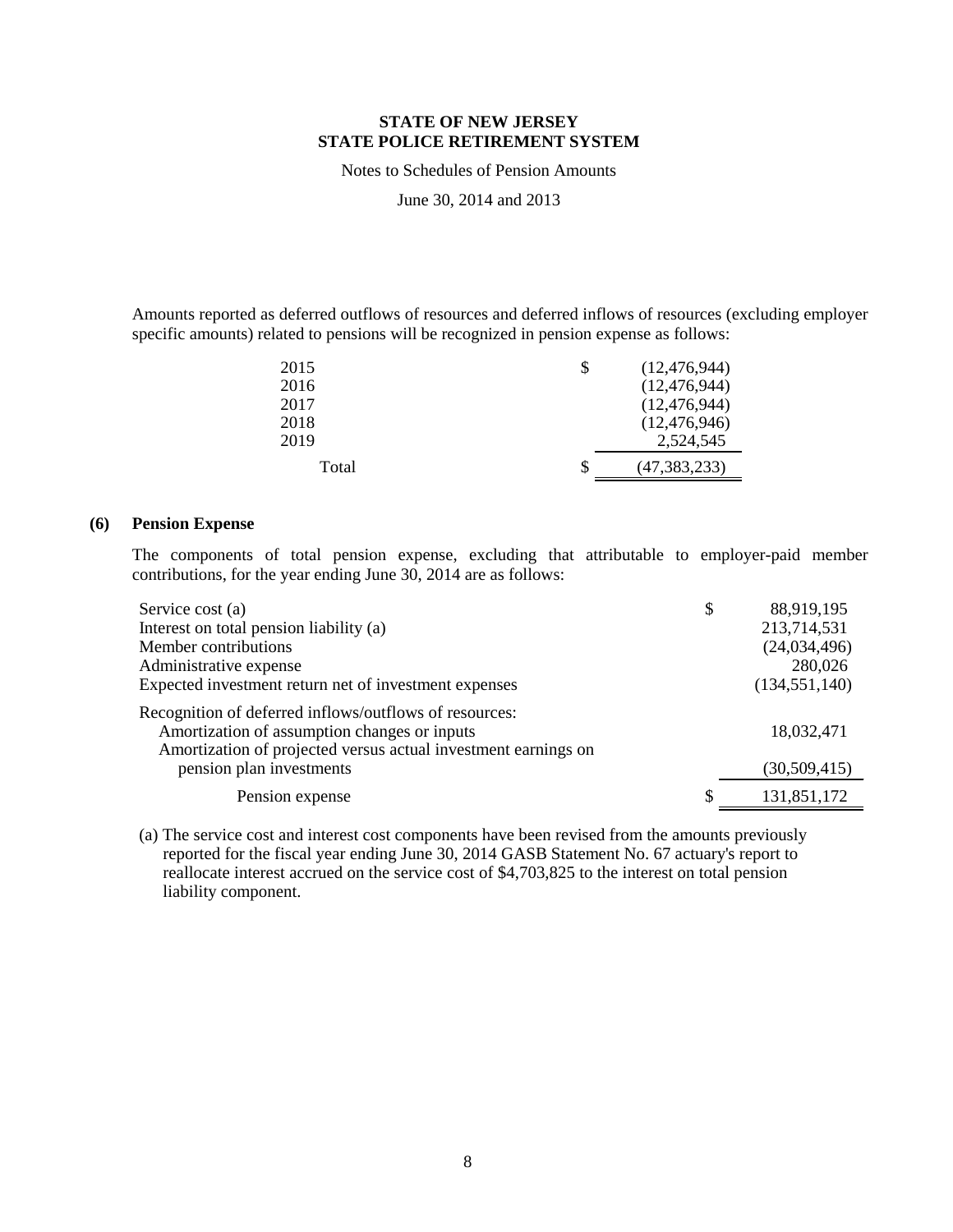**STATE OF NEW JERSEY**
**STATE POLICE RETIREMENT SYSTEM**

Notes to Schedules of Pension Amounts

June 30, 2014 and 2013

Amounts reported as deferred outflows of resources and deferred inflows of resources (excluding employer specific amounts) related to pensions will be recognized in pension expense as follows:

| | | |
|---|---|---|
| 2015 | $ | (12,476,944) |
| 2016 | | (12,476,944) |
| 2017 | | (12,476,944) |
| 2018 | | (12,476,946) |
| 2019 | | 2,524,545 |
| Total | $ | (47,383,233) |

## (6) Pension Expense

The components of total pension expense, excluding that attributable to employer-paid member contributions, for the year ending June 30, 2014 are as follows:

| | | |
|---|---|---|
| Service cost (a) | $ | 88,919,195 |
| Interest on total pension liability (a) | | 213,714,531 |
| Member contributions | | (24,034,496) |
| Administrative expense | | 280,026 |
| Expected investment return net of investment expenses | | (134,551,140) |
| Recognition of deferred inflows/outflows of resources: | | |
| Amortization of assumption changes or inputs | | 18,032,471 |
| Amortization of projected versus actual investment earnings on pension plan investments | | (30,509,415) |
| Pension expense | $ | 131,851,172 |

(a) The service cost and interest cost components have been revised from the amounts previously reported for the fiscal year ending June 30, 2014 GASB Statement No. 67 actuary's report to reallocate interest accrued on the service cost of $4,703,825 to the interest on total pension liability component.